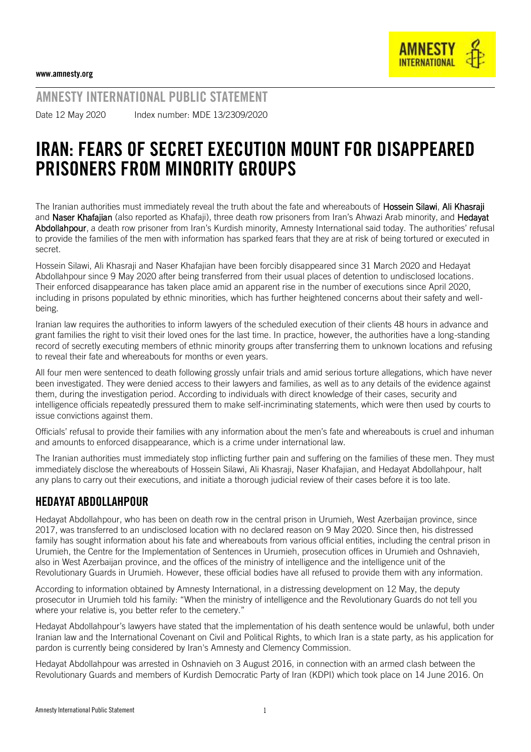www.amnesty.org

## AMNESTY INTERNATIONAL PUBLIC STATEMENT

Date 12 May 2020 Index number: MDE 13/2309/2020

# IRAN: FEARS OF SECRET EXECUTION MOUNT FOR DISAPPEARED PRISONERS FROM MINORITY GROUPS

The Iranian authorities must immediately reveal the truth about the fate and whereabouts of **Hossein Silawi**, **Ali Khasraji** and **Naser Khafajian** (also reported as Khafaji), three death row prisoners from Iran's Ahwazi Arab minority, and **Hedayat Abdollahpour**, a death row prisoner from Iran's Kurdish minority, Amnesty International said today. The authorities' refusal to provide the families of the men with information has sparked fears that they are at risk of being tortured or executed in secret.

Hossein Silawi, Ali Khasraji and Naser Khafajian have been forcibly disappeared since 31 March 2020 and Hedayat Abdollahpour since 9 May 2020 after being transferred from their usual places of detention to undisclosed locations. Their enforced disappearance has taken place amid an apparent rise in the number of executions since April 2020, including in prisons populated by ethnic minorities, which has further heightened concerns about their safety and well-being.

Iranian law requires the authorities to inform lawyers of the scheduled execution of their clients 48 hours in advance and grant families the right to visit their loved ones for the last time. In practice, however, the authorities have a long-standing record of secretly executing members of ethnic minority groups after transferring them to unknown locations and refusing to reveal their fate and whereabouts for months or even years.

All four men were sentenced to death following grossly unfair trials and amid serious torture allegations, which have never been investigated. They were denied access to their lawyers and families, as well as to any details of the evidence against them, during the investigation period. According to individuals with direct knowledge of their cases, security and intelligence officials repeatedly pressured them to make self-incriminating statements, which were then used by courts to issue convictions against them.

Officials' refusal to provide their families with any information about the men's fate and whereabouts is cruel and inhuman and amounts to enforced disappearance, which is a crime under international law.

The Iranian authorities must immediately stop inflicting further pain and suffering on the families of these men. They must immediately disclose the whereabouts of Hossein Silawi, Ali Khasraji, Naser Khafajian, and Hedayat Abdollahpour, halt any plans to carry out their executions, and initiate a thorough judicial review of their cases before it is too late.

## HEDAYAT ABDOLLAHPOUR

Hedayat Abdollahpour, who has been on death row in the central prison in Urumieh, West Azerbaijan province, since 2017, was transferred to an undisclosed location with no declared reason on 9 May 2020. Since then, his distressed family has sought information about his fate and whereabouts from various official entities, including the central prison in Urumieh, the Centre for the Implementation of Sentences in Urumieh, prosecution offices in Urumieh and Oshnavieh, also in West Azerbaijan province, and the offices of the ministry of intelligence and the intelligence unit of the Revolutionary Guards in Urumieh. However, these official bodies have all refused to provide them with any information.

According to information obtained by Amnesty International, in a distressing development on 12 May, the deputy prosecutor in Urumieh told his family: "When the ministry of intelligence and the Revolutionary Guards do not tell you where your relative is, you better refer to the cemetery."

Hedayat Abdollahpour's lawyers have stated that the implementation of his death sentence would be unlawful, both under Iranian law and the International Covenant on Civil and Political Rights, to which Iran is a state party, as his application for pardon is currently being considered by Iran's Amnesty and Clemency Commission.

Hedayat Abdollahpour was arrested in Oshnavieh on 3 August 2016, in connection with an armed clash between the Revolutionary Guards and members of Kurdish Democratic Party of Iran (KDPI) which took place on 14 June 2016. On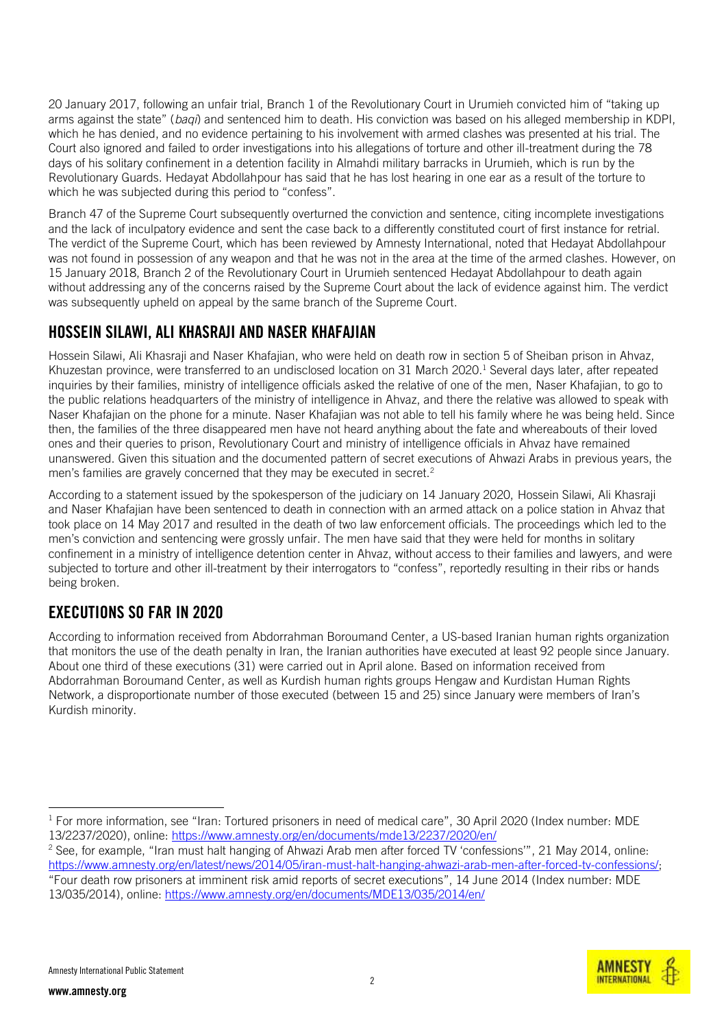20 January 2017, following an unfair trial, Branch 1 of the Revolutionary Court in Urumieh convicted him of "taking up arms against the state" (*baqi*) and sentenced him to death. His conviction was based on his alleged membership in KDPI, which he has denied, and no evidence pertaining to his involvement with armed clashes was presented at his trial. The Court also ignored and failed to order investigations into his allegations of torture and other ill-treatment during the 78 days of his solitary confinement in a detention facility in Almahdi military barracks in Urumieh, which is run by the Revolutionary Guards. Hedayat Abdollahpour has said that he has lost hearing in one ear as a result of the torture to which he was subjected during this period to "confess".

Branch 47 of the Supreme Court subsequently overturned the conviction and sentence, citing incomplete investigations and the lack of inculpatory evidence and sent the case back to a differently constituted court of first instance for retrial. The verdict of the Supreme Court, which has been reviewed by Amnesty International, noted that Hedayat Abdollahpour was not found in possession of any weapon and that he was not in the area at the time of the armed clashes. However, on 15 January 2018, Branch 2 of the Revolutionary Court in Urumieh sentenced Hedayat Abdollahpour to death again without addressing any of the concerns raised by the Supreme Court about the lack of evidence against him. The verdict was subsequently upheld on appeal by the same branch of the Supreme Court.

## HOSSEIN SILAWI, ALI KHASRAJI AND NASER KHAFAJIAN

Hossein Silawi, Ali Khasraji and Naser Khafajian, who were held on death row in section 5 of Sheiban prison in Ahvaz, Khuzestan province, were transferred to an undisclosed location on 31 March 2020.[1] Several days later, after repeated inquiries by their families, ministry of intelligence officials asked the relative of one of the men, Naser Khafajian, to go to the public relations headquarters of the ministry of intelligence in Ahvaz, and there the relative was allowed to speak with Naser Khafajian on the phone for a minute. Naser Khafajian was not able to tell his family where he was being held. Since then, the families of the three disappeared men have not heard anything about the fate and whereabouts of their loved ones and their queries to prison, Revolutionary Court and ministry of intelligence officials in Ahvaz have remained unanswered. Given this situation and the documented pattern of secret executions of Ahwazi Arabs in previous years, the men's families are gravely concerned that they may be executed in secret.[2]

According to a statement issued by the spokesperson of the judiciary on 14 January 2020, Hossein Silawi, Ali Khasraji and Naser Khafajian have been sentenced to death in connection with an armed attack on a police station in Ahvaz that took place on 14 May 2017 and resulted in the death of two law enforcement officials. The proceedings which led to the men's conviction and sentencing were grossly unfair. The men have said that they were held for months in solitary confinement in a ministry of intelligence detention center in Ahvaz, without access to their families and lawyers, and were subjected to torture and other ill-treatment by their interrogators to "confess", reportedly resulting in their ribs or hands being broken.

## EXECUTIONS SO FAR IN 2020

According to information received from Abdorrahman Boroumand Center, a US-based Iranian human rights organization that monitors the use of the death penalty in Iran, the Iranian authorities have executed at least 92 people since January. About one third of these executions (31) were carried out in April alone. Based on information received from Abdorrahman Boroumand Center, as well as Kurdish human rights groups Hengaw and Kurdistan Human Rights Network, a disproportionate number of those executed (between 15 and 25) since January were members of Iran's Kurdish minority.

---

[1] For more information, see "Iran: Tortured prisoners in need of medical care", 30 April 2020 (Index number: MDE 13/2237/2020), online: https://www.amnesty.org/en/documents/mde13/2237/2020/en/

[2] See, for example, "Iran must halt hanging of Ahwazi Arab men after forced TV 'confessions'", 21 May 2014, online: https://www.amnesty.org/en/latest/news/2014/05/iran-must-halt-hanging-ahwazi-arab-men-after-forced-tv-confessions/; "Four death row prisoners at imminent risk amid reports of secret executions", 14 June 2014 (Index number: MDE 13/035/2014), online: https://www.amnesty.org/en/documents/MDE13/035/2014/en/